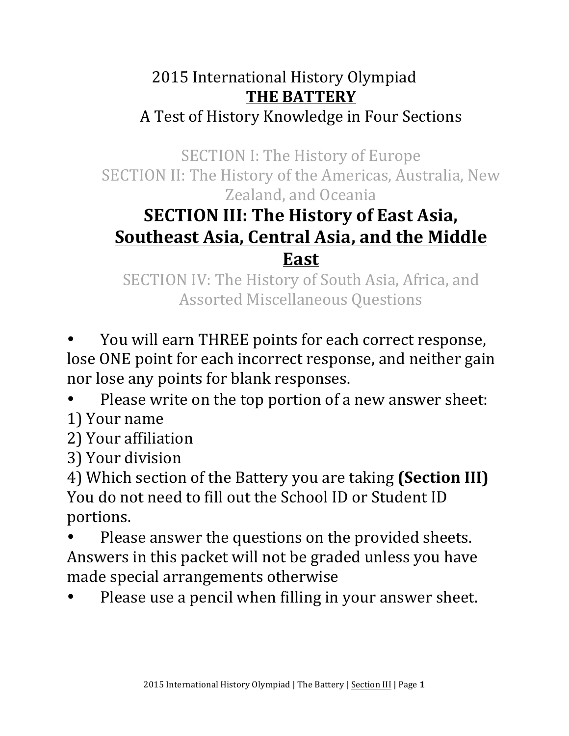# 2015 International History Olympiad
## THE BATTERY
A Test of History Knowledge in Four Sections

SECTION I: The History of Europe
SECTION II: The History of the Americas, Australia, New Zealand, and Oceania

## SECTION III: The History of East Asia, Southeast Asia, Central Asia, and the Middle East

SECTION IV: The History of South Asia, Africa, and Assorted Miscellaneous Questions

- You will earn THREE points for each correct response, lose ONE point for each incorrect response, and neither gain nor lose any points for blank responses.
- Please write on the top portion of a new answer sheet:

1) Your name
2) Your affiliation
3) Your division
4) Which section of the Battery you are taking **(Section III)**

You do not need to fill out the School ID or Student ID portions.

- Please answer the questions on the provided sheets. Answers in this packet will not be graded unless you have made special arrangements otherwise
- Please use a pencil when filling in your answer sheet.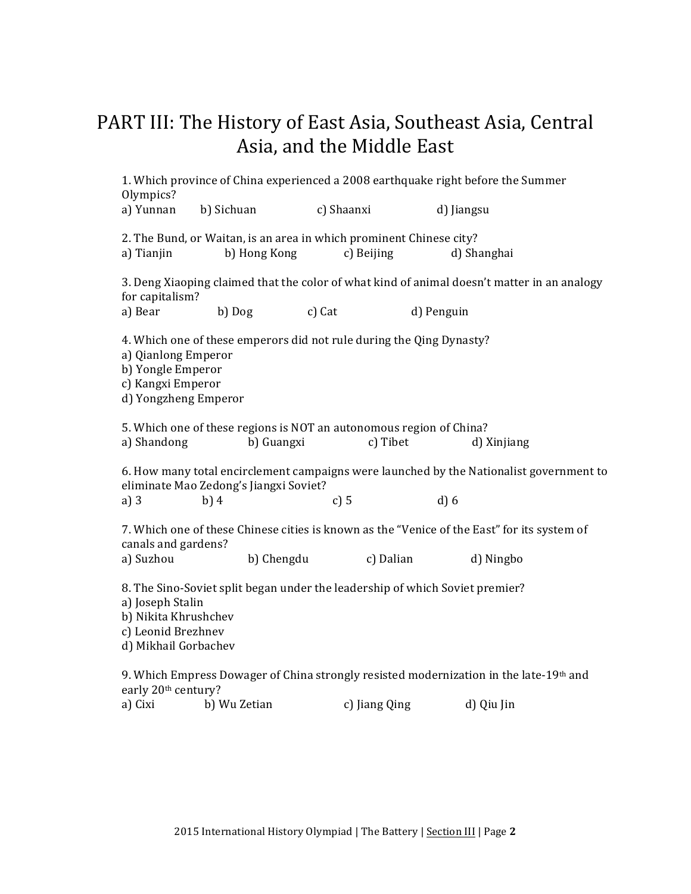# PART III: The History of East Asia, Southeast Asia, Central Asia, and the Middle East

1. Which province of China experienced a 2008 earthquake right before the Summer Olympics?
a) Yunnan b) Sichuan c) Shaanxi d) Jiangsu

2. The Bund, or Waitan, is an area in which prominent Chinese city?
a) Tianjin b) Hong Kong c) Beijing d) Shanghai

3. Deng Xiaoping claimed that the color of what kind of animal doesn't matter in an analogy for capitalism?
a) Bear b) Dog c) Cat d) Penguin

4. Which one of these emperors did not rule during the Qing Dynasty?
a) Qianlong Emperor
b) Yongle Emperor
c) Kangxi Emperor
d) Yongzheng Emperor

5. Which one of these regions is NOT an autonomous region of China?
a) Shandong b) Guangxi c) Tibet d) Xinjiang

6. How many total encirclement campaigns were launched by the Nationalist government to eliminate Mao Zedong's Jiangxi Soviet?
a) 3 b) 4 c) 5 d) 6

7. Which one of these Chinese cities is known as the "Venice of the East" for its system of canals and gardens?
a) Suzhou b) Chengdu c) Dalian d) Ningbo

8. The Sino-Soviet split began under the leadership of which Soviet premier?
a) Joseph Stalin
b) Nikita Khrushchev
c) Leonid Brezhnev
d) Mikhail Gorbachev

9. Which Empress Dowager of China strongly resisted modernization in the late-19th and early 20th century?
a) Cixi b) Wu Zetian c) Jiang Qing d) Qiu Jin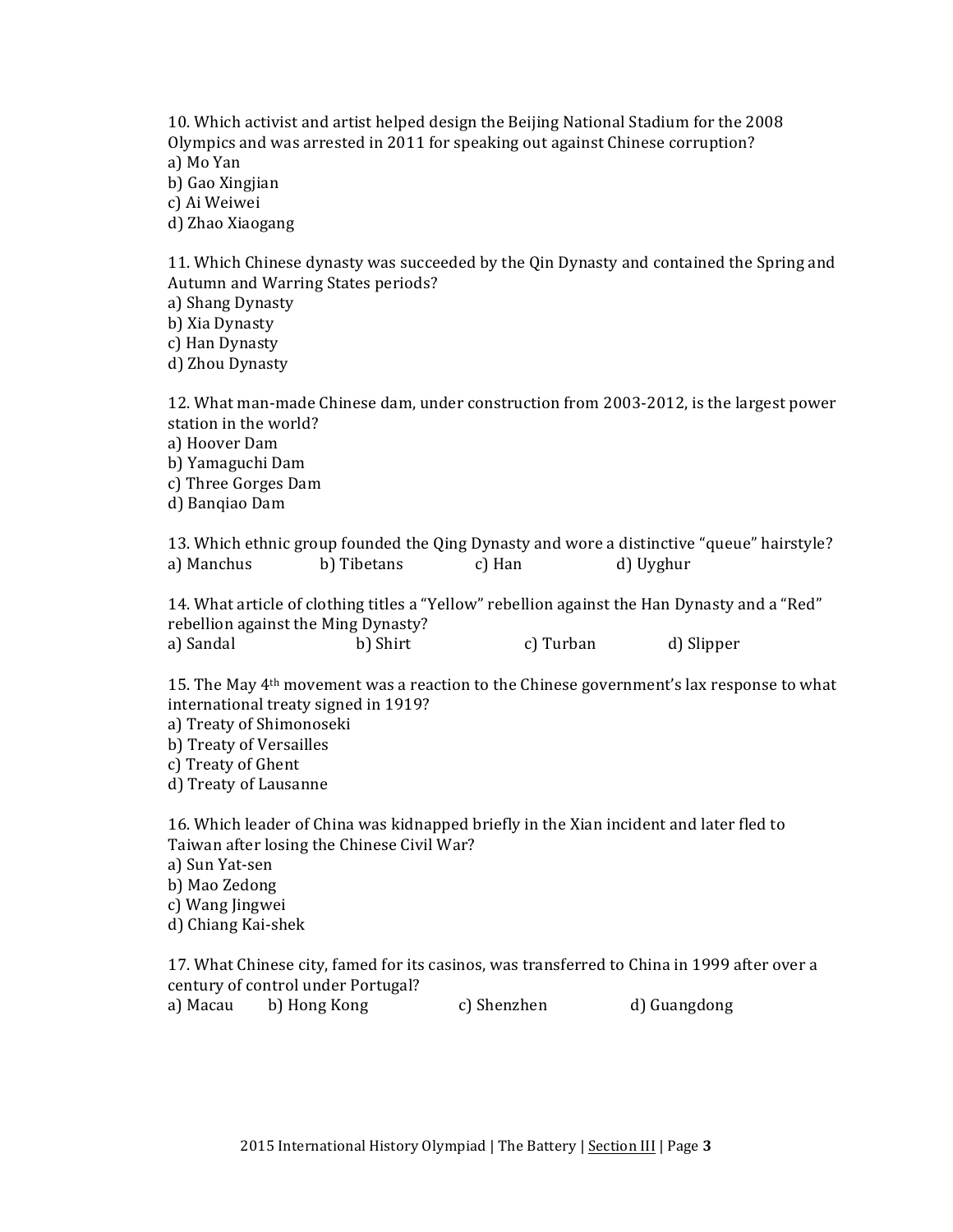10. Which activist and artist helped design the Beijing National Stadium for the 2008 Olympics and was arrested in 2011 for speaking out against Chinese corruption?
a) Mo Yan
b) Gao Xingjian
c) Ai Weiwei
d) Zhao Xiaogang

11. Which Chinese dynasty was succeeded by the Qin Dynasty and contained the Spring and Autumn and Warring States periods?
a) Shang Dynasty
b) Xia Dynasty
c) Han Dynasty
d) Zhou Dynasty

12. What man-made Chinese dam, under construction from 2003-2012, is the largest power station in the world?
a) Hoover Dam
b) Yamaguchi Dam
c) Three Gorges Dam
d) Banqiao Dam

13. Which ethnic group founded the Qing Dynasty and wore a distinctive "queue" hairstyle?
a) Manchus b) Tibetans c) Han d) Uyghur

14. What article of clothing titles a "Yellow" rebellion against the Han Dynasty and a "Red" rebellion against the Ming Dynasty?
a) Sandal b) Shirt c) Turban d) Slipper

15. The May 4th movement was a reaction to the Chinese government's lax response to what international treaty signed in 1919?
a) Treaty of Shimonoseki
b) Treaty of Versailles
c) Treaty of Ghent
d) Treaty of Lausanne

16. Which leader of China was kidnapped briefly in the Xian incident and later fled to Taiwan after losing the Chinese Civil War?
a) Sun Yat-sen
b) Mao Zedong
c) Wang Jingwei
d) Chiang Kai-shek

17. What Chinese city, famed for its casinos, was transferred to China in 1999 after over a century of control under Portugal?
a) Macau b) Hong Kong c) Shenzhen d) Guangdong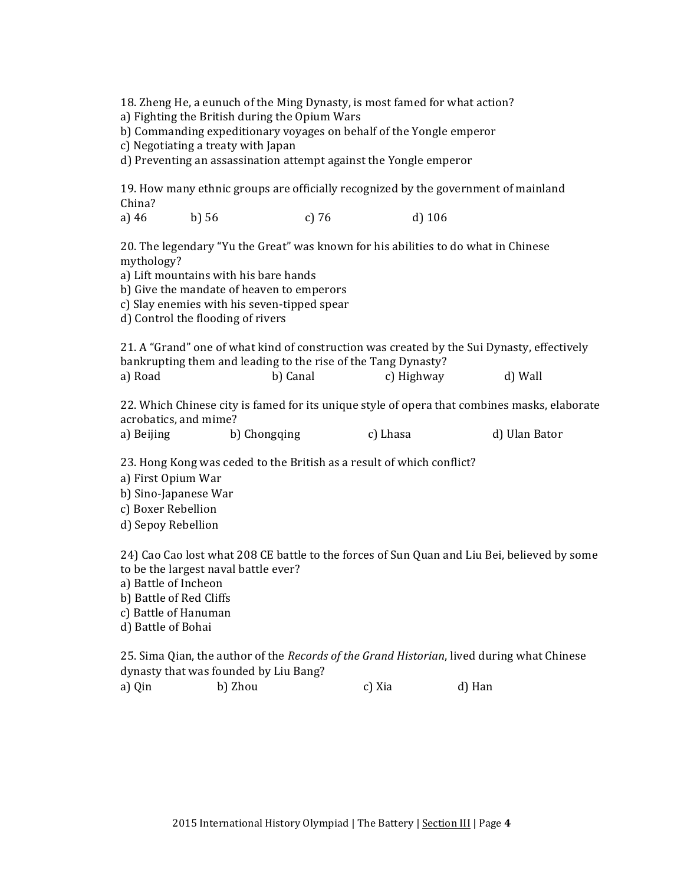18. Zheng He, a eunuch of the Ming Dynasty, is most famed for what action?
a) Fighting the British during the Opium Wars
b) Commanding expeditionary voyages on behalf of the Yongle emperor
c) Negotiating a treaty with Japan
d) Preventing an assassination attempt against the Yongle emperor

19. How many ethnic groups are officially recognized by the government of mainland China?
a) 46 b) 56 c) 76 d) 106

20. The legendary "Yu the Great" was known for his abilities to do what in Chinese mythology?
a) Lift mountains with his bare hands
b) Give the mandate of heaven to emperors
c) Slay enemies with his seven-tipped spear
d) Control the flooding of rivers

21. A "Grand" one of what kind of construction was created by the Sui Dynasty, effectively bankrupting them and leading to the rise of the Tang Dynasty?
a) Road b) Canal c) Highway d) Wall

22. Which Chinese city is famed for its unique style of opera that combines masks, elaborate acrobatics, and mime?
a) Beijing b) Chongqing c) Lhasa d) Ulan Bator

23. Hong Kong was ceded to the British as a result of which conflict?
a) First Opium War
b) Sino-Japanese War
c) Boxer Rebellion
d) Sepoy Rebellion

24) Cao Cao lost what 208 CE battle to the forces of Sun Quan and Liu Bei, believed by some to be the largest naval battle ever?
a) Battle of Incheon
b) Battle of Red Cliffs
c) Battle of Hanuman
d) Battle of Bohai

25. Sima Qian, the author of the *Records of the Grand Historian*, lived during what Chinese dynasty that was founded by Liu Bang?
a) Qin b) Zhou c) Xia d) Han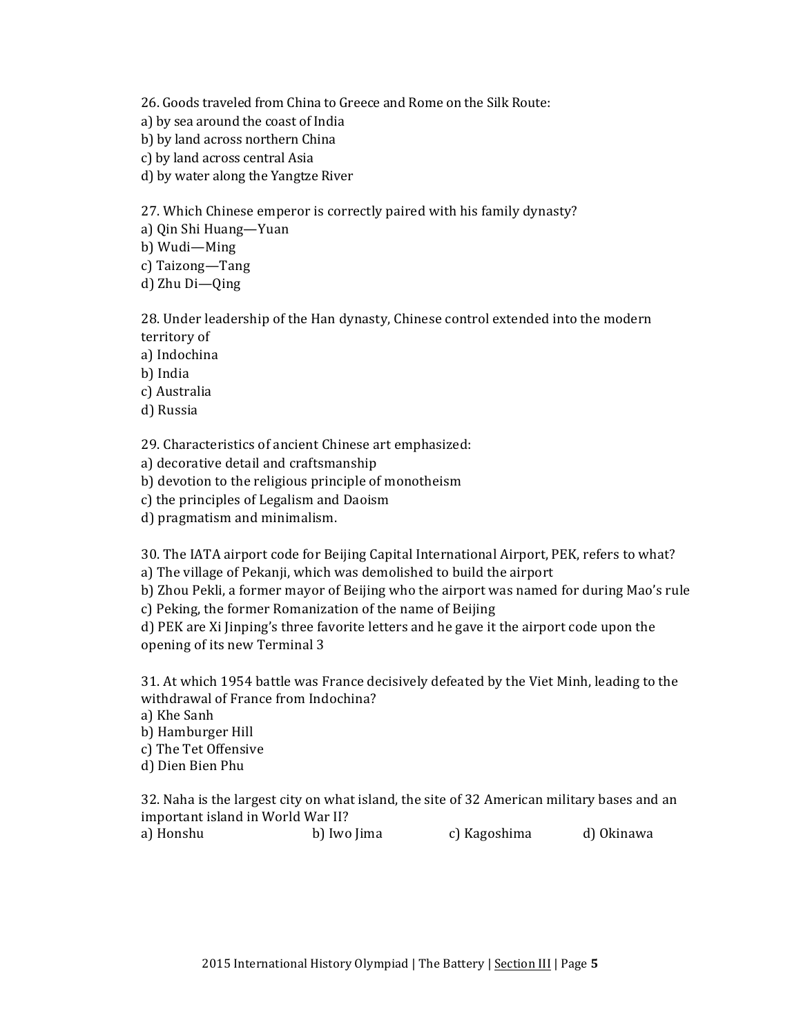26. Goods traveled from China to Greece and Rome on the Silk Route:
a) by sea around the coast of India
b) by land across northern China
c) by land across central Asia
d) by water along the Yangtze River

27. Which Chinese emperor is correctly paired with his family dynasty?
a) Qin Shi Huang—Yuan
b) Wudi—Ming
c) Taizong—Tang
d) Zhu Di—Qing

28. Under leadership of the Han dynasty, Chinese control extended into the modern territory of
a) Indochina
b) India
c) Australia
d) Russia

29. Characteristics of ancient Chinese art emphasized:
a) decorative detail and craftsmanship
b) devotion to the religious principle of monotheism
c) the principles of Legalism and Daoism
d) pragmatism and minimalism.

30. The IATA airport code for Beijing Capital International Airport, PEK, refers to what?
a) The village of Pekanji, which was demolished to build the airport
b) Zhou Pekli, a former mayor of Beijing who the airport was named for during Mao's rule
c) Peking, the former Romanization of the name of Beijing
d) PEK are Xi Jinping's three favorite letters and he gave it the airport code upon the opening of its new Terminal 3

31. At which 1954 battle was France decisively defeated by the Viet Minh, leading to the withdrawal of France from Indochina?
a) Khe Sanh
b) Hamburger Hill
c) The Tet Offensive
d) Dien Bien Phu

32. Naha is the largest city on what island, the site of 32 American military bases and an important island in World War II?
a) Honshu b) Iwo Jima c) Kagoshima d) Okinawa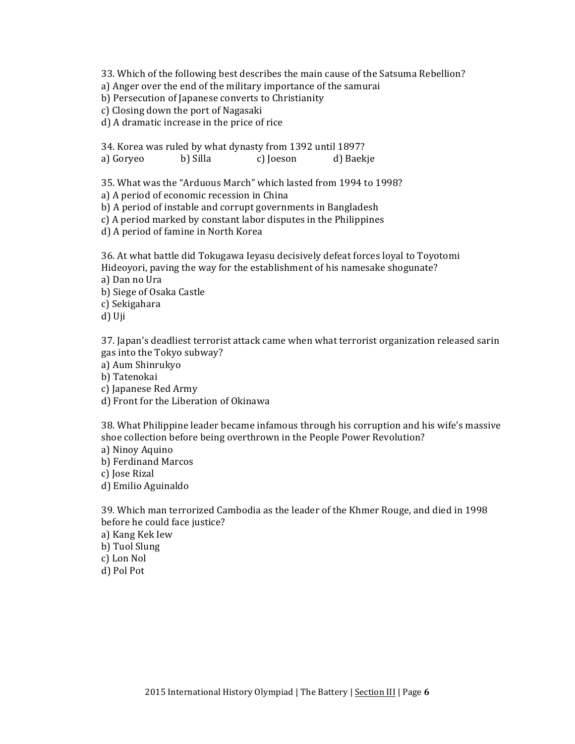33. Which of the following best describes the main cause of the Satsuma Rebellion?
a) Anger over the end of the military importance of the samurai
b) Persecution of Japanese converts to Christianity
c) Closing down the port of Nagasaki
d) A dramatic increase in the price of rice

34. Korea was ruled by what dynasty from 1392 until 1897?
a) Goryeo b) Silla c) Joeson d) Baekje

35. What was the "Arduous March" which lasted from 1994 to 1998?
a) A period of economic recession in China
b) A period of instable and corrupt governments in Bangladesh
c) A period marked by constant labor disputes in the Philippines
d) A period of famine in North Korea

36. At what battle did Tokugawa Ieyasu decisively defeat forces loyal to Toyotomi Hideoyori, paving the way for the establishment of his namesake shogunate?
a) Dan no Ura
b) Siege of Osaka Castle
c) Sekigahara
d) Uji

37. Japan's deadliest terrorist attack came when what terrorist organization released sarin gas into the Tokyo subway?
a) Aum Shinrukyo
b) Tatenokai
c) Japanese Red Army
d) Front for the Liberation of Okinawa

38. What Philippine leader became infamous through his corruption and his wife's massive shoe collection before being overthrown in the People Power Revolution?
a) Ninoy Aquino
b) Ferdinand Marcos
c) Jose Rizal
d) Emilio Aguinaldo

39. Which man terrorized Cambodia as the leader of the Khmer Rouge, and died in 1998 before he could face justice?
a) Kang Kek Iew
b) Tuol Slung
c) Lon Nol
d) Pol Pot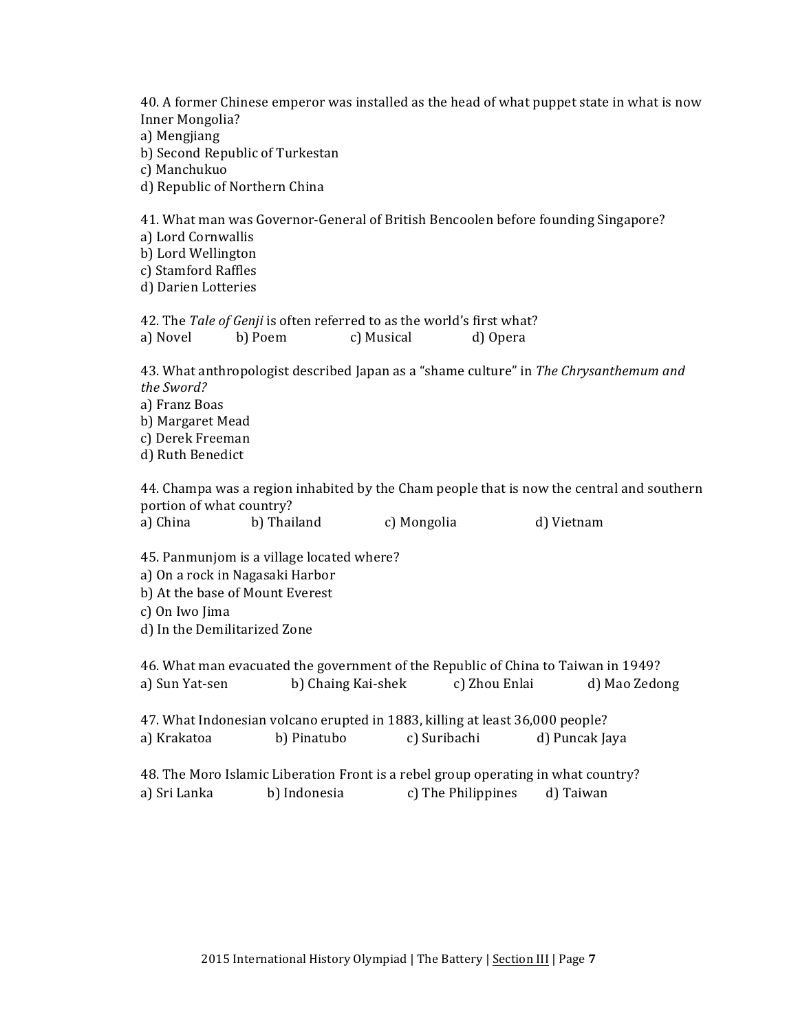40. A former Chinese emperor was installed as the head of what puppet state in what is now Inner Mongolia?
a) Mengjiang
b) Second Republic of Turkestan
c) Manchukuo
d) Republic of Northern China

41. What man was Governor-General of British Bencoolen before founding Singapore?
a) Lord Cornwallis
b) Lord Wellington
c) Stamford Raffles
d) Darien Lotteries

42. The *Tale of Genji* is often referred to as the world's first what?
a) Novel b) Poem c) Musical d) Opera

43. What anthropologist described Japan as a "shame culture" in *The Chrysanthemum and the Sword?*
a) Franz Boas
b) Margaret Mead
c) Derek Freeman
d) Ruth Benedict

44. Champa was a region inhabited by the Cham people that is now the central and southern portion of what country?
a) China b) Thailand c) Mongolia d) Vietnam

45. Panmunjom is a village located where?
a) On a rock in Nagasaki Harbor
b) At the base of Mount Everest
c) On Iwo Jima
d) In the Demilitarized Zone

46. What man evacuated the government of the Republic of China to Taiwan in 1949?
a) Sun Yat-sen b) Chaing Kai-shek c) Zhou Enlai d) Mao Zedong

47. What Indonesian volcano erupted in 1883, killing at least 36,000 people?
a) Krakatoa b) Pinatubo c) Suribachi d) Puncak Jaya

48. The Moro Islamic Liberation Front is a rebel group operating in what country?
a) Sri Lanka b) Indonesia c) The Philippines d) Taiwan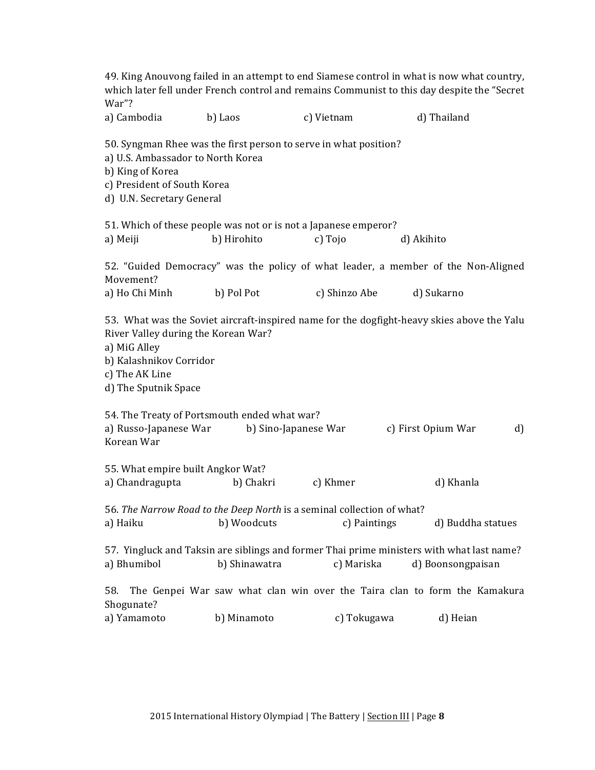49. King Anouvong failed in an attempt to end Siamese control in what is now what country, which later fell under French control and remains Communist to this day despite the "Secret War"?
a) Cambodia b) Laos c) Vietnam d) Thailand

50. Syngman Rhee was the first person to serve in what position?
a) U.S. Ambassador to North Korea
b) King of Korea
c) President of South Korea
d) U.N. Secretary General

51. Which of these people was not or is not a Japanese emperor?
a) Meiji b) Hirohito c) Tojo d) Akihito

52. "Guided Democracy" was the policy of what leader, a member of the Non-Aligned Movement?
a) Ho Chi Minh b) Pol Pot c) Shinzo Abe d) Sukarno

53. What was the Soviet aircraft-inspired name for the dogfight-heavy skies above the Yalu River Valley during the Korean War?
a) MiG Alley
b) Kalashnikov Corridor
c) The AK Line
d) The Sputnik Space

54. The Treaty of Portsmouth ended what war?
a) Russo-Japanese War b) Sino-Japanese War c) First Opium War d) Korean War

55. What empire built Angkor Wat?
a) Chandragupta b) Chakri c) Khmer d) Khanla

56. *The Narrow Road to the Deep North* is a seminal collection of what?
a) Haiku b) Woodcuts c) Paintings d) Buddha statues

57. Yingluck and Taksin are siblings and former Thai prime ministers with what last name?
a) Bhumibol b) Shinawatra c) Mariska d) Boonsongpaisan

58. The Genpei War saw what clan win over the Taira clan to form the Kamakura Shogunate?
a) Yamamoto b) Minamoto c) Tokugawa d) Heian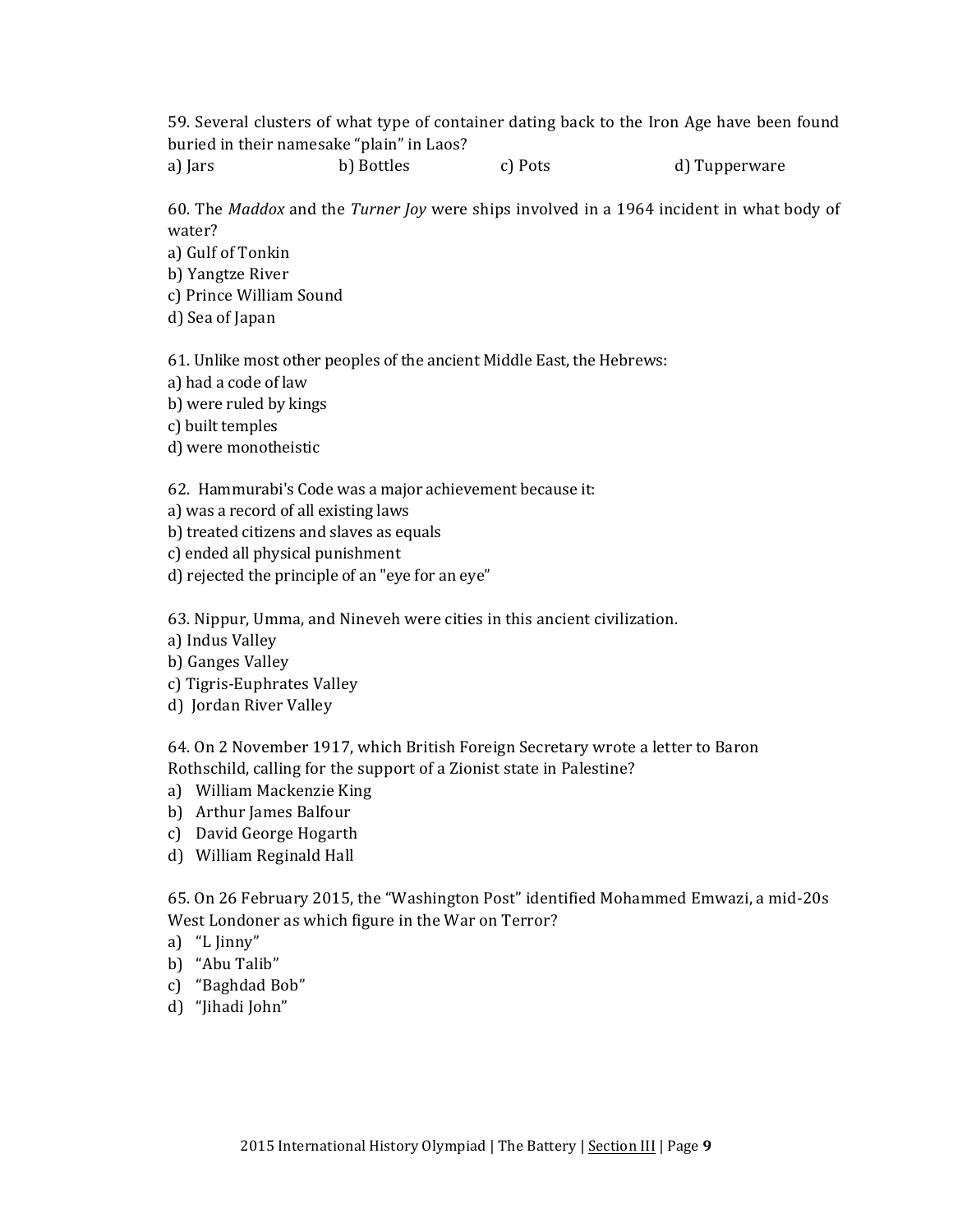59. Several clusters of what type of container dating back to the Iron Age have been found buried in their namesake "plain" in Laos?

a) Jars b) Bottles c) Pots d) Tupperware

60. The *Maddox* and the *Turner Joy* were ships involved in a 1964 incident in what body of water?

a) Gulf of Tonkin
b) Yangtze River
c) Prince William Sound
d) Sea of Japan

61. Unlike most other peoples of the ancient Middle East, the Hebrews:

a) had a code of law
b) were ruled by kings
c) built temples
d) were monotheistic

62. Hammurabi's Code was a major achievement because it:

a) was a record of all existing laws
b) treated citizens and slaves as equals
c) ended all physical punishment
d) rejected the principle of an "eye for an eye"

63. Nippur, Umma, and Nineveh were cities in this ancient civilization.

a) Indus Valley
b) Ganges Valley
c) Tigris-Euphrates Valley
d) Jordan River Valley

64. On 2 November 1917, which British Foreign Secretary wrote a letter to Baron Rothschild, calling for the support of a Zionist state in Palestine?

a) William Mackenzie King
b) Arthur James Balfour
c) David George Hogarth
d) William Reginald Hall

65. On 26 February 2015, the "Washington Post" identified Mohammed Emwazi, a mid-20s West Londoner as which figure in the War on Terror?

a) "L Jinny"
b) "Abu Talib"
c) "Baghdad Bob"
d) "Jihadi John"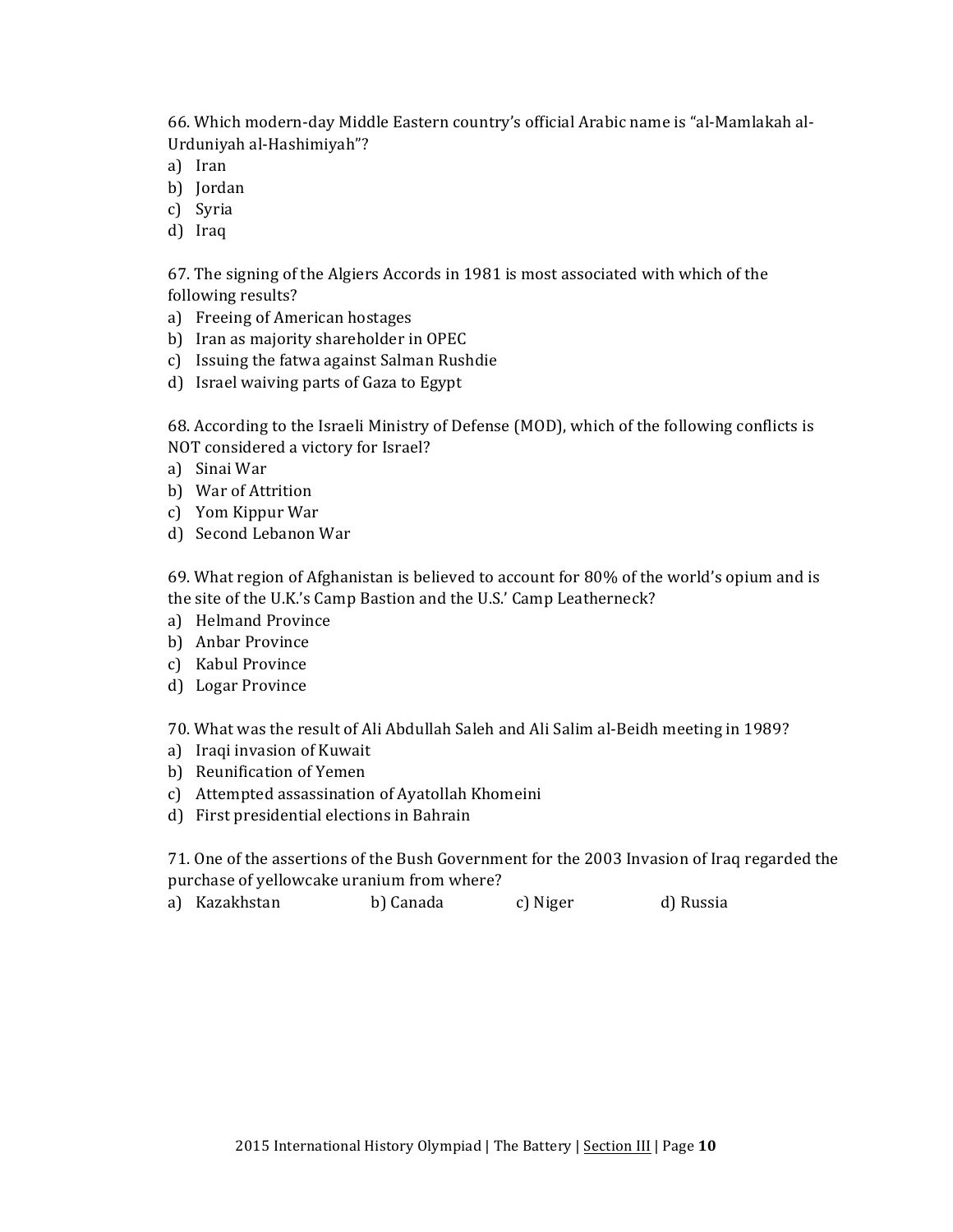66. Which modern-day Middle Eastern country's official Arabic name is "al-Mamlakah al-Urduniyah al-Hashimiyah"?

a) Iran
b) Jordan
c) Syria
d) Iraq

67. The signing of the Algiers Accords in 1981 is most associated with which of the following results?

a) Freeing of American hostages
b) Iran as majority shareholder in OPEC
c) Issuing the fatwa against Salman Rushdie
d) Israel waiving parts of Gaza to Egypt

68. According to the Israeli Ministry of Defense (MOD), which of the following conflicts is NOT considered a victory for Israel?

a) Sinai War
b) War of Attrition
c) Yom Kippur War
d) Second Lebanon War

69. What region of Afghanistan is believed to account for 80% of the world's opium and is the site of the U.K.'s Camp Bastion and the U.S.' Camp Leatherneck?

a) Helmand Province
b) Anbar Province
c) Kabul Province
d) Logar Province

70. What was the result of Ali Abdullah Saleh and Ali Salim al-Beidh meeting in 1989?

a) Iraqi invasion of Kuwait
b) Reunification of Yemen
c) Attempted assassination of Ayatollah Khomeini
d) First presidential elections in Bahrain

71. One of the assertions of the Bush Government for the 2003 Invasion of Iraq regarded the purchase of yellowcake uranium from where?

a) Kazakhstan b) Canada c) Niger d) Russia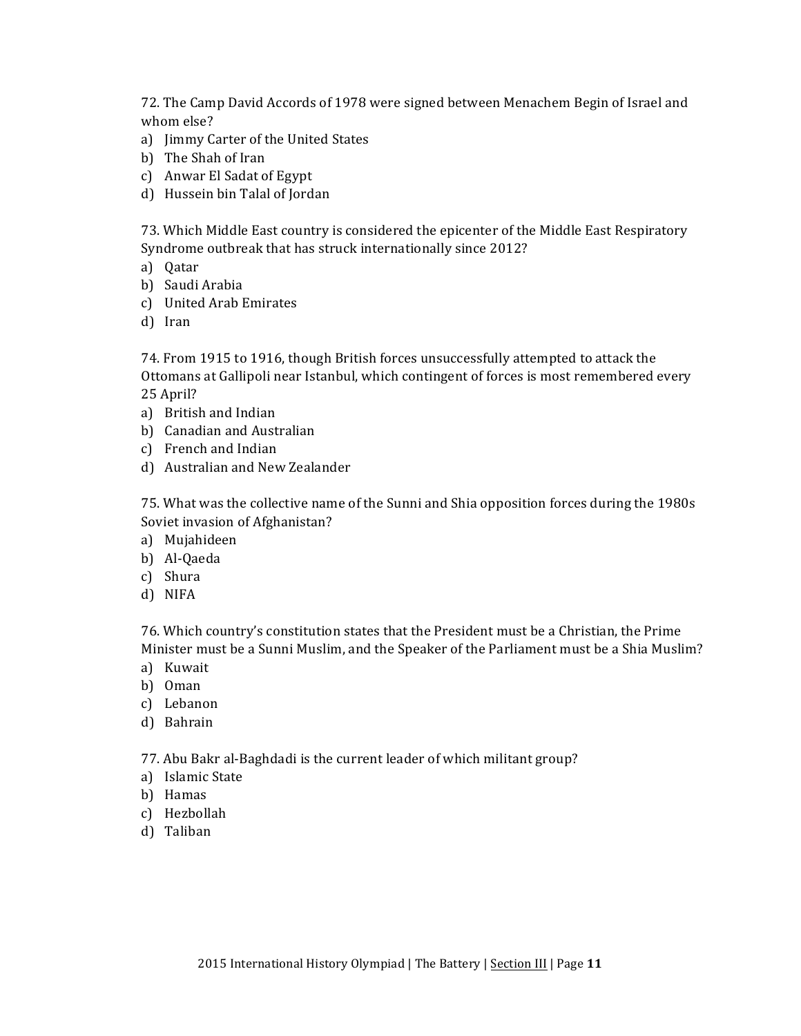72. The Camp David Accords of 1978 were signed between Menachem Begin of Israel and whom else?

a) Jimmy Carter of the United States
b) The Shah of Iran
c) Anwar El Sadat of Egypt
d) Hussein bin Talal of Jordan

73. Which Middle East country is considered the epicenter of the Middle East Respiratory Syndrome outbreak that has struck internationally since 2012?

a) Qatar
b) Saudi Arabia
c) United Arab Emirates
d) Iran

74. From 1915 to 1916, though British forces unsuccessfully attempted to attack the Ottomans at Gallipoli near Istanbul, which contingent of forces is most remembered every 25 April?

a) British and Indian
b) Canadian and Australian
c) French and Indian
d) Australian and New Zealander

75. What was the collective name of the Sunni and Shia opposition forces during the 1980s Soviet invasion of Afghanistan?

a) Mujahideen
b) Al-Qaeda
c) Shura
d) NIFA

76. Which country's constitution states that the President must be a Christian, the Prime Minister must be a Sunni Muslim, and the Speaker of the Parliament must be a Shia Muslim?

a) Kuwait
b) Oman
c) Lebanon
d) Bahrain

77. Abu Bakr al-Baghdadi is the current leader of which militant group?

a) Islamic State
b) Hamas
c) Hezbollah
d) Taliban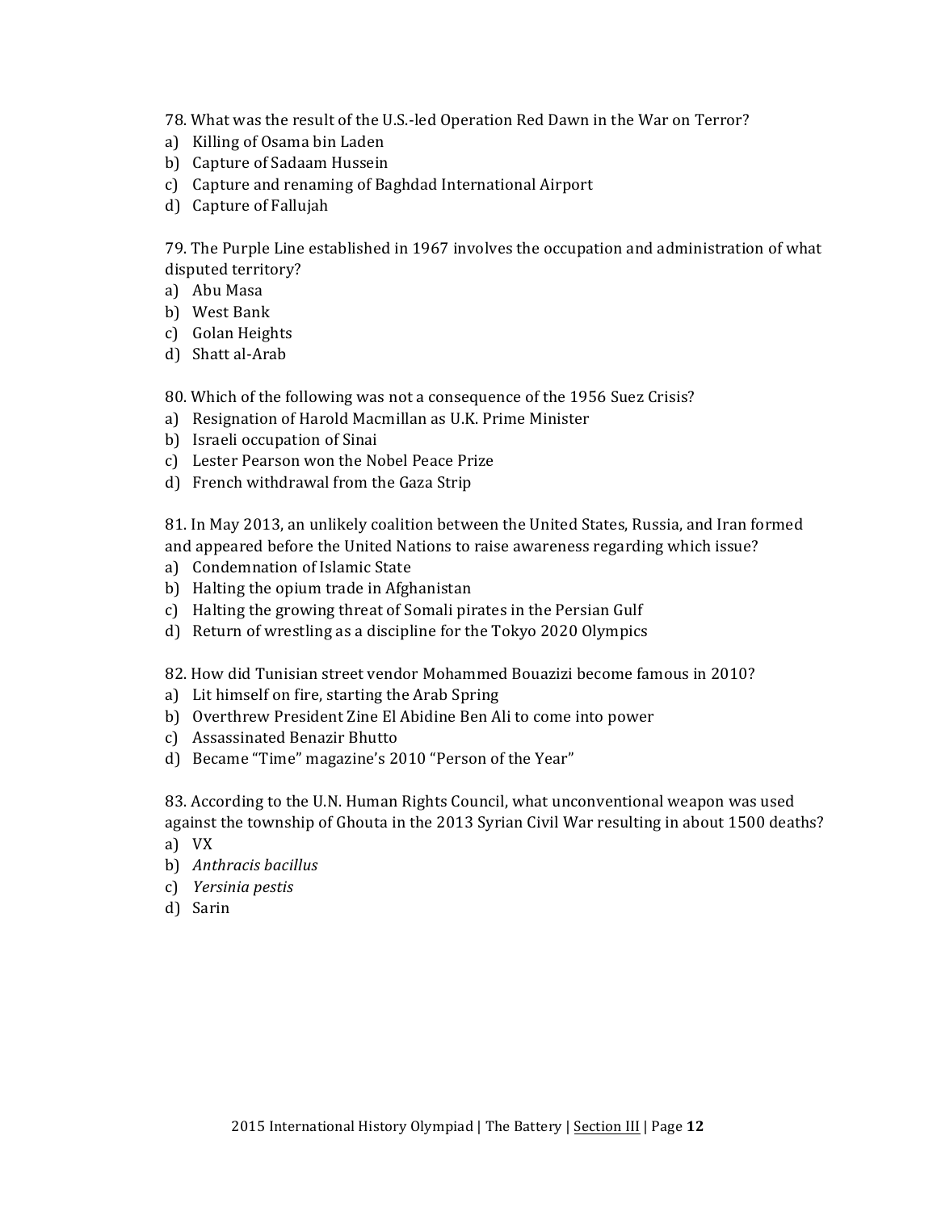78. What was the result of the U.S.-led Operation Red Dawn in the War on Terror?

a) Killing of Osama bin Laden
b) Capture of Sadaam Hussein
c) Capture and renaming of Baghdad International Airport
d) Capture of Fallujah

79. The Purple Line established in 1967 involves the occupation and administration of what disputed territory?

a) Abu Masa
b) West Bank
c) Golan Heights
d) Shatt al-Arab

80. Which of the following was not a consequence of the 1956 Suez Crisis?

a) Resignation of Harold Macmillan as U.K. Prime Minister
b) Israeli occupation of Sinai
c) Lester Pearson won the Nobel Peace Prize
d) French withdrawal from the Gaza Strip

81. In May 2013, an unlikely coalition between the United States, Russia, and Iran formed and appeared before the United Nations to raise awareness regarding which issue?

a) Condemnation of Islamic State
b) Halting the opium trade in Afghanistan
c) Halting the growing threat of Somali pirates in the Persian Gulf
d) Return of wrestling as a discipline for the Tokyo 2020 Olympics

82. How did Tunisian street vendor Mohammed Bouazizi become famous in 2010?

a) Lit himself on fire, starting the Arab Spring
b) Overthrew President Zine El Abidine Ben Ali to come into power
c) Assassinated Benazir Bhutto
d) Became "Time" magazine's 2010 "Person of the Year"

83. According to the U.N. Human Rights Council, what unconventional weapon was used against the township of Ghouta in the 2013 Syrian Civil War resulting in about 1500 deaths?

a) VX
b) *Anthracis bacillus*
c) *Yersinia pestis*
d) Sarin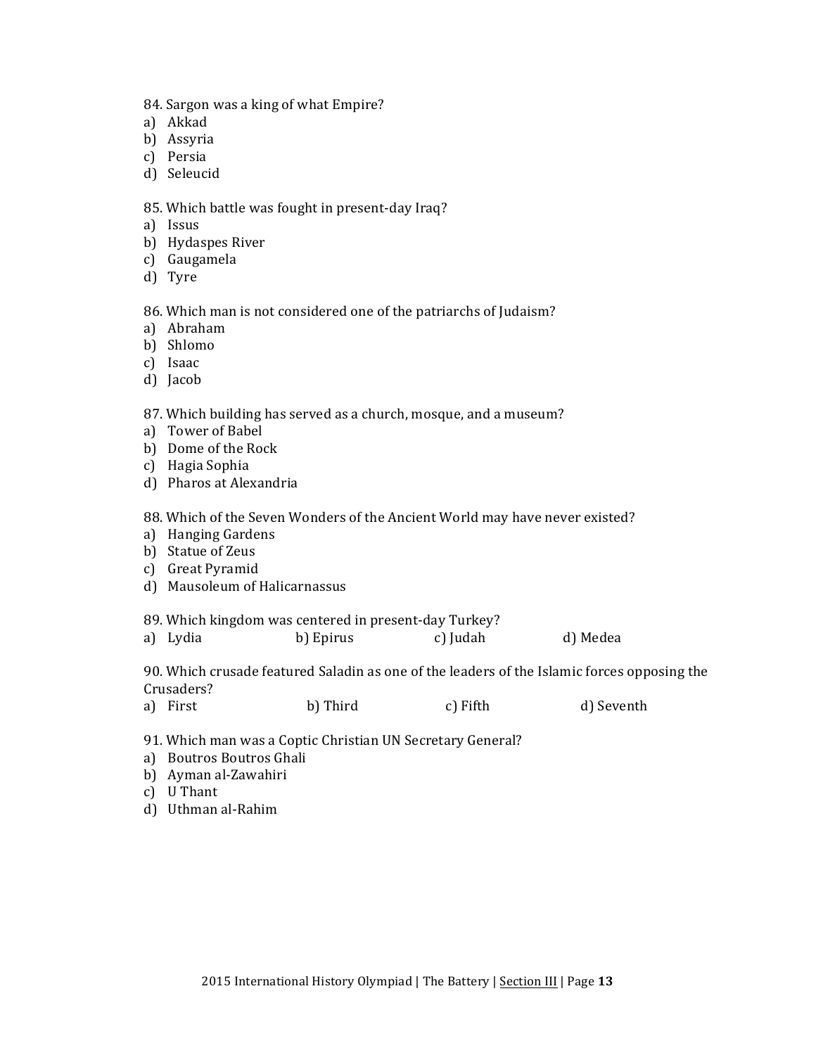84. Sargon was a king of what Empire?
a) Akkad
b) Assyria
c) Persia
d) Seleucid

85. Which battle was fought in present-day Iraq?
a) Issus
b) Hydaspes River
c) Gaugamela
d) Tyre

86. Which man is not considered one of the patriarchs of Judaism?
a) Abraham
b) Shlomo
c) Isaac
d) Jacob

87. Which building has served as a church, mosque, and a museum?
a) Tower of Babel
b) Dome of the Rock
c) Hagia Sophia
d) Pharos at Alexandria

88. Which of the Seven Wonders of the Ancient World may have never existed?
a) Hanging Gardens
b) Statue of Zeus
c) Great Pyramid
d) Mausoleum of Halicarnassus

89. Which kingdom was centered in present-day Turkey?
a) Lydia b) Epirus c) Judah d) Medea

90. Which crusade featured Saladin as one of the leaders of the Islamic forces opposing the Crusaders?
a) First b) Third c) Fifth d) Seventh

91. Which man was a Coptic Christian UN Secretary General?
a) Boutros Boutros Ghali
b) Ayman al-Zawahiri
c) U Thant
d) Uthman al-Rahim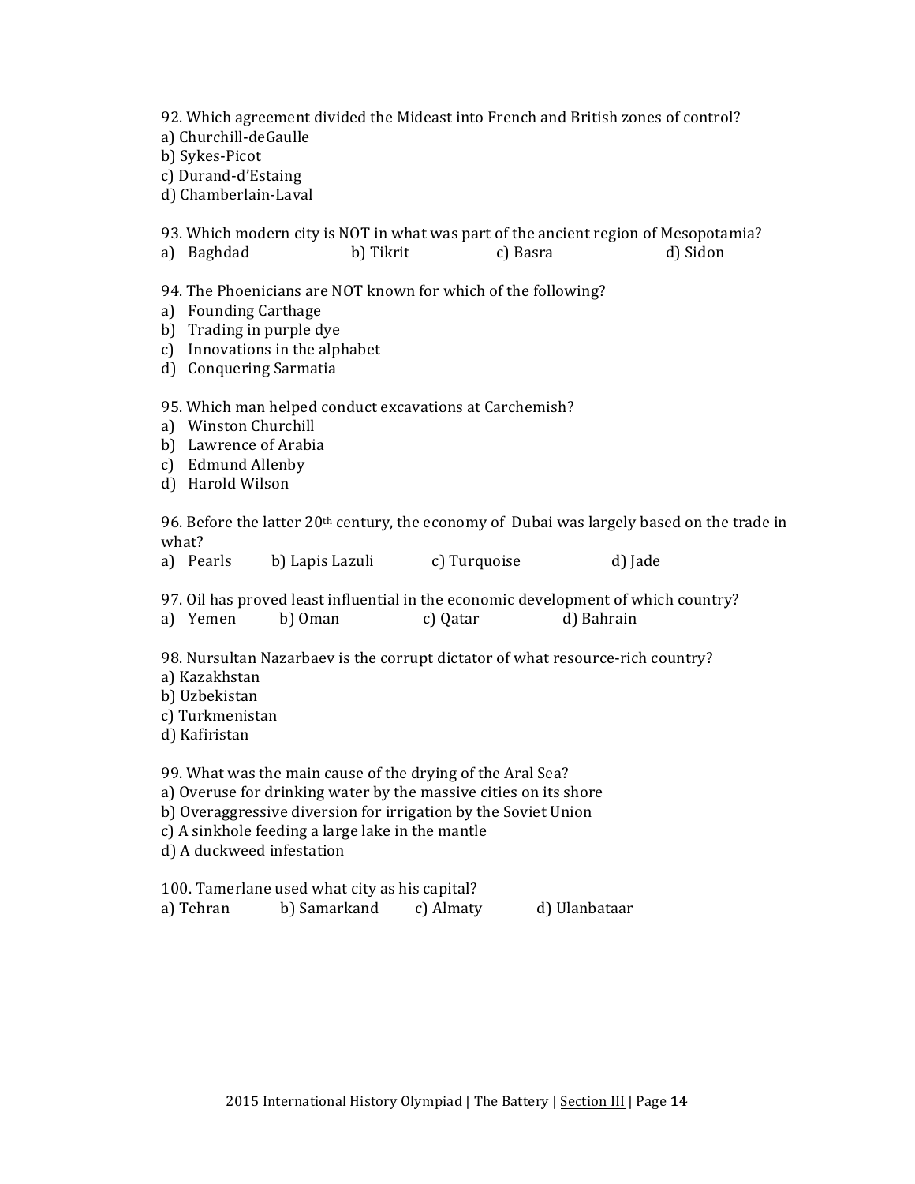92. Which agreement divided the Mideast into French and British zones of control?
a) Churchill-deGaulle
b) Sykes-Picot
c) Durand-d'Estaing
d) Chamberlain-Laval

93. Which modern city is NOT in what was part of the ancient region of Mesopotamia?
a) Baghdad b) Tikrit c) Basra d) Sidon

94. The Phoenicians are NOT known for which of the following?
a) Founding Carthage
b) Trading in purple dye
c) Innovations in the alphabet
d) Conquering Sarmatia

95. Which man helped conduct excavations at Carchemish?
a) Winston Churchill
b) Lawrence of Arabia
c) Edmund Allenby
d) Harold Wilson

96. Before the latter 20th century, the economy of Dubai was largely based on the trade in what?
a) Pearls b) Lapis Lazuli c) Turquoise d) Jade

97. Oil has proved least influential in the economic development of which country?
a) Yemen b) Oman c) Qatar d) Bahrain

98. Nursultan Nazarbaev is the corrupt dictator of what resource-rich country?
a) Kazakhstan
b) Uzbekistan
c) Turkmenistan
d) Kafiristan

99. What was the main cause of the drying of the Aral Sea?
a) Overuse for drinking water by the massive cities on its shore
b) Overaggressive diversion for irrigation by the Soviet Union
c) A sinkhole feeding a large lake in the mantle
d) A duckweed infestation

100. Tamerlane used what city as his capital?
a) Tehran b) Samarkand c) Almaty d) Ulanbataar